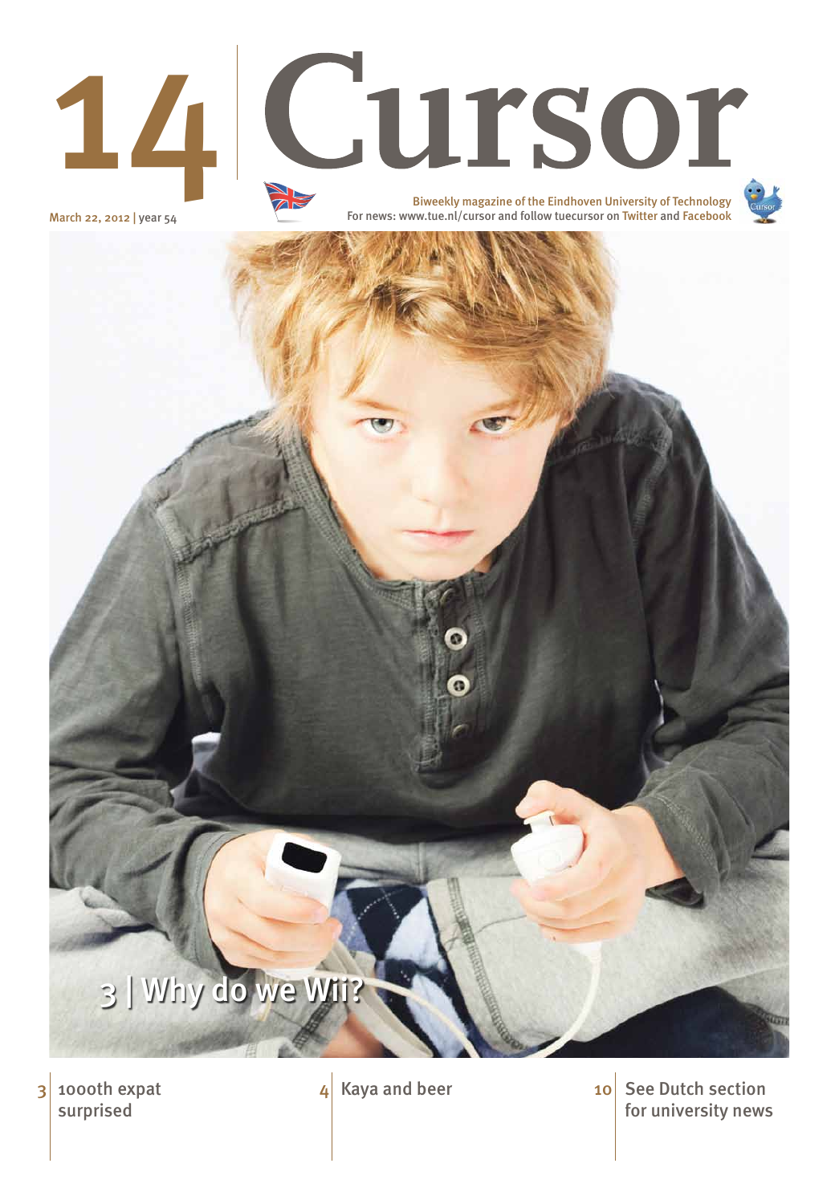# 14 Cursor

March 22, 2012 | year 54

Biweekly magazine of the Eindhoven University of Technology

For news: www.tue.nl/cursor and follow tuecursor on Twitter and Facebook

## 3 | Why do we Wii?

3 1000th expat surprised

4 Kaya and beer

10 See Dutch section for university news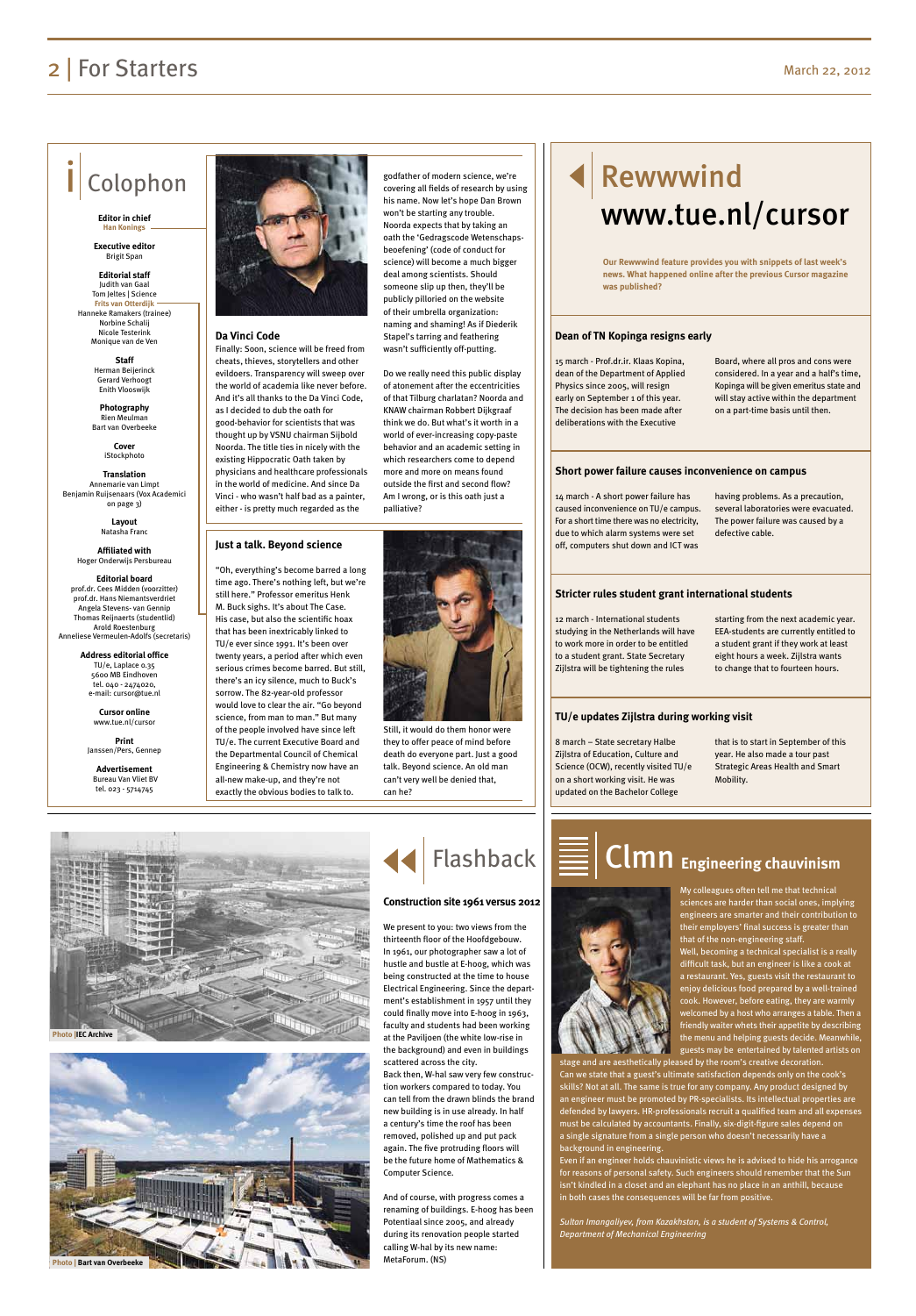# Colophon

**Editor in chief**
Han Konings

**Executive editor**
Brigit Span

**Editorial staff**
Judith van Gaal
Tom Jeltes | Science
Frits van Otterdijk
Hanneke Ramakers (trainee)
Norbine Schalij
Nicole Testerink
Monique van de Ven

**Staff**
Herman Beijerinck
Gerard Verhoogt
Enith Vlooswijk

**Photography**
Rien Meulman
Bart van Overbeeke

**Cover**
iStockphoto

**Translation**
Annemarie van Limpt
Benjamin Ruijsenaars (Vox Academici on page 3)

**Layout**
Natasha Franc

**Affiliated with**
Hoger Onderwijs Persbureau

**Editorial board**
prof.dr. Cees Midden (voorzitter)
prof.dr. Hans Niemantsverdriet
Angela Stevens- van Gennip
Thomas Reijnaerts (studentlid)
Arold Roestenburg
Anneliese Vermeulen-Adolfs (secretaris)

**Address editorial office**
TU/e, Laplace 0.35
5600 MB Eindhoven
tel. 040 - 2474020,
e-mail: cursor@tue.nl

**Cursor online**
www.tue.nl/cursor

**Print**
Janssen/Pers, Gennep

**Advertisement**
Bureau Van Vliet BV
tel. 023 - 5714745

## Da Vinci Code

Finally: Soon, science will be freed from cheats, thieves, storytellers and other evildoers. Transparency will sweep over the world of academia like never before. And it's all thanks to the Da Vinci Code, as I decided to dub the oath for good-behavior for scientists that was thought up by VSNU chairman Sijbold Noorda. The title ties in nicely with the existing Hippocratic Oath taken by physicians and healthcare professionals in the world of medicine. And since Da Vinci - who wasn't half bad as a painter, either - is pretty much regarded as the godfather of modern science, we're covering all fields of research by using his name. Now let's hope Dan Brown won't be starting any trouble. Noorda expects that by taking an oath the 'Gedragscode Wetenschapsbeoefening' (code of conduct for science) will become a much bigger deal among scientists. Should someone slip up then, they'll be publicly pilloried on the website of their umbrella organization: naming and shaming! As if Diederik Stapel's tarring and feathering wasn't sufficiently off-putting.

Do we really need this public display of atonement after the eccentricities of that Tilburg charlatan? Noorda and KNAW chairman Robbert Dijkgraaf think we do. But what's it worth in a world of ever-increasing copy-paste behavior and an academic setting in which researchers come to depend more and more on means found outside the first and second flow? Am I wrong, or is this oath just a palliative?

## Just a talk. Beyond science

"Oh, everything's become barred a long time ago. There's nothing left, but we're still here." Professor emeritus Henk M. Buck sighs. It's about The Case. His case, but also the scientific hoax that has been inextricably linked to TU/e ever since 1991. It's been over twenty years, a period after which even serious crimes become barred. But still, there's an icy silence, much to Buck's sorrow. The 82-year-old professor would love to clear the air. "Go beyond science, from man to man." But many of the people involved have since left TU/e. The current Executive Board and the Departmental Council of Chemical Engineering & Chemistry now have an all-new make-up, and they're not exactly the obvious bodies to talk to. Still, it would do them honor were they to offer peace of mind before death do everyone part. Just a good talk. Beyond science. An old man can't very well be denied that, can he?

# Rewwwind www.tue.nl/cursor

**Our Rewwwind feature provides you with snippets of last week's news. What happened online after the previous Cursor magazine was published?**

### Dean of TN Kopinga resigns early

15 march - Prof.dr.ir. Klaas Kopina, dean of the Department of Applied Physics since 2005, will resign early on September 1 of this year. The decision has been made after deliberations with the Executive Board, where all pros and cons were considered. In a year and a half's time, Kopinga will be given emeritus state and will stay active within the department on a part-time basis until then.

### Short power failure causes inconvenience on campus

14 march - A short power failure has caused inconvenience on TU/e campus. For a short time there was no electricity, due to which alarm systems were set off, computers shut down and ICT was having problems. As a precaution, several laboratories were evacuated. The power failure was caused by a defective cable.

### Stricter rules student grant international students

12 march - International students studying in the Netherlands will have to work more in order to be entitled to a student grant. State Secretary Zijlstra will be tightening the rules starting from the next academic year. EEA-students are currently entitled to a student grant if they work at least eight hours a week. Zijlstra wants to change that to fourteen hours.

### TU/e updates Zijlstra during working visit

8 march – State secretary Halbe Zijlstra of Education, Culture and Science (OCW), recently visited TU/e on a short working visit. He was updated on the Bachelor College that is to start in September of this year. He also made a tour past Strategic Areas Health and Smart Mobility.

Photo | IEC Archive

Photo | Bart van Overbeeke

# Flashback

### Construction site 1961 versus 2012

We present to you: two views from the thirteenth floor of the Hoofdgebouw. In 1961, our photographer saw a lot of hustle and bustle at E-hoog, which was being constructed at the time to house Electrical Engineering. Since the department's establishment in 1957 until they could finally move into E-hoog in 1963, faculty and students had been working at the Paviljoen (the white low-rise in the background) and even in buildings scattered across the city.
Back then, W-hal saw very few construction workers compared to today. You can tell from the drawn blinds the brand new building is in use already. In half a century's time the roof has been removed, polished up and put pack again. The five protruding floors will be the future home of Mathematics & Computer Science.

And of course, with progress comes a renaming of buildings. E-hoog has been Potentiaal since 2005, and already during its renovation people started calling W-hal by its new name: MetaForum. (NS)

# Clmn Engineering chauvinism

My colleagues often tell me that technical sciences are harder than social ones, implying engineers are smarter and their contribution to their employers' final success is greater than that of the non-engineering staff.
Well, becoming a technical specialist is a really difficult task, but an engineer is like a cook at a restaurant. Yes, guests visit the restaurant to enjoy delicious food prepared by a well-trained cook. However, before eating, they are warmly welcomed by a host who arranges a table. Then a friendly waiter whets their appetite by describing the menu and helping guests decide. Meanwhile, guests may be entertained by talented artists on stage and are aesthetically pleased by the room's creative decoration.
Can we state that a guest's ultimate satisfaction depends only on the cook's skills? Not at all. The same is true for any company. Any product designed by an engineer must be promoted by PR-specialists. Its intellectual properties are defended by lawyers. HR-professionals recruit a qualified team and all expenses must be calculated by accountants. Finally, six-digit-figure sales depend on a single signature from a single person who doesn't necessarily have a background in engineering.
Even if an engineer holds chauvinistic views he is advised to hide his arrogance for reasons of personal safety. Such engineers should remember that the Sun isn't kindled in a closet and an elephant has no place in an anthill, because in both cases the consequences will be far from positive.

*Sultan Imangaliyev, from Kazakhstan, is a student of Systems & Control, Department of Mechanical Engineering*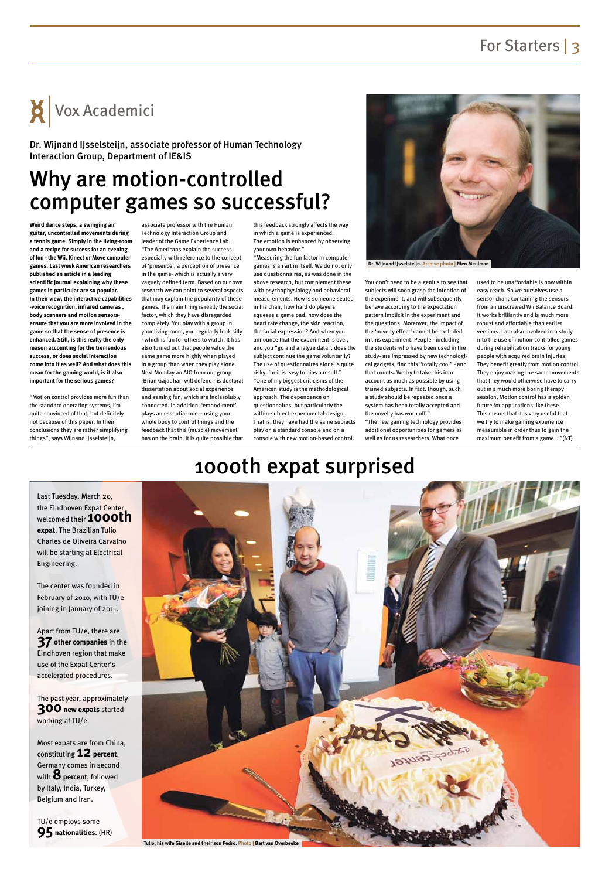# Vox Academemici

Dr. Wijnand IJsselsteijn, associate professor of Human Technology Interaction Group, Department of IE&IS

## Why are motion-controlled computer games so successful?

**Weird dance steps, a swinging air guitar, uncontrolled movements during a tennis game. Simply in the living-room and a recipe for success for an evening of fun - the Wii, Kinect or Move computer games. Last week American researchers published an article in a leading scientific journal explaining why these games in particular are so popular. In their view, the interactive capabilities -voice recognition, infrared cameras , body scanners and motion sensors- ensure that you are more involved in the game so that the sense of presence is enhanced. Still, is this really the only reason accounting for the tremendous success, or does social interaction come into it as well? And what does this mean for the gaming world, is it also important for the serious games?**

"Motion control provides more fun than the standard operating systems, I'm quite convinced of that, but definitely not because of this paper. In their conclusions they are rather simplifying things", says Wijnand IJsselsteijn, associate professor with the Human Technology Interaction Group and leader of the Game Experience Lab. "The Americans explain the success especially with reference to the concept of 'presence', a perception of presence in the game- which is actually a very vaguely defined term. Based on our own research we can point to several aspects that may explain the popularity of these games. The main thing is really the social factor, which they have disregarded completely. You play with a group in your living-room, you regularly look silly - which is fun for others to watch. It has also turned out that people value the same game more highly when played in a group than when they play alone. Next Monday an AIO from our group -Brian Gajadhar- will defend his doctoral dissertation about social experience and gaming fun, which are indissolubly connected. In addition, 'embodiment' plays an essential role – using your whole body to control things and the feedback that this (muscle) movement has on the brain. It is quite possible that this feedback strongly affects the way in which a game is experienced. The emotion is enhanced by observing your own behavior."

"Measuring the fun factor in computer games is an art in itself. We do not only use questionnaires, as was done in the above research, but complement these with psychophysiology and behavioral measurements. How is someone seated in his chair, how hard do players squeeze a game pad, how does the heart rate change, the skin reaction, the facial expression? And when you announce that the experiment is over, and you "go and analyze data", does the subject continue the game voluntarily? The use of questionnaires alone is quite risky, for it is easy to bias a result."

"One of my biggest criticisms of the American study is the methodological approach. The dependence on questionnaires, but particularly the within-subject-experimental-design. That is, they have had the same subjects play on a standard console and on a console with new motion-based control. You don't need to be a genius to see that subjects will soon grasp the intention of the experiment, and will subsequently behave according to the expectation pattern implicit in the experiment and the questions. Moreover, the impact of the 'novelty effect' cannot be excluded in this experiment. People - including the students who have been used in the study- are impressed by new technological gadgets, find this "totally cool" - and that counts. We try to take this into account as much as possible by using trained subjects. In fact, though, such a study should be repeated once a system has been totally accepted and the novelty has worn off."

"The new gaming technology provides additional opportunities for gamers as well as for us researchers. What once used to be unaffordable is now within easy reach. So we ourselves use a sensor chair, containing the sensors from an unscrewed Wii Balance Board. It works brilliantly and is much more robust and affordable than earlier versions. I am also involved in a study into the use of motion-controlled games during rehabilitation tracks for young people with acquired brain injuries. They benefit greatly from motion control. They enjoy making the same movements that they would otherwise have to carry out in a much more boring therapy session. Motion control has a golden future for applications like these. This means that it is very useful that we try to make gaming experience measurable in order thus to gain the maximum benefit from a game ..."(NT)

Dr. Wijnand IJsselsteijn. Archive photo | Rien Meulman

## 1000th expat surprised

Last Tuesday, March 20, the Eindhoven Expat Center welcomed their **1000th expat**. The Brazilian Tulio Charles de Oliveira Carvalho will be starting at Electrical Engineering.

The center was founded in February of 2010, with TU/e joining in January of 2011.

Apart from TU/e, there are **37 other companies** in the Eindhoven region that make use of the Expat Center's accelerated procedures.

The past year, approximately **300 new expats** started working at TU/e.

Most expats are from China, constituting **12 percent**. Germany comes in second with **8 percent**, followed by Italy, India, Turkey, Belgium and Iran.

TU/e employs some **95 nationalities**. (HR)

Tulio, his wife Giselle and their son Pedro. Photo | Bart van Overbeeke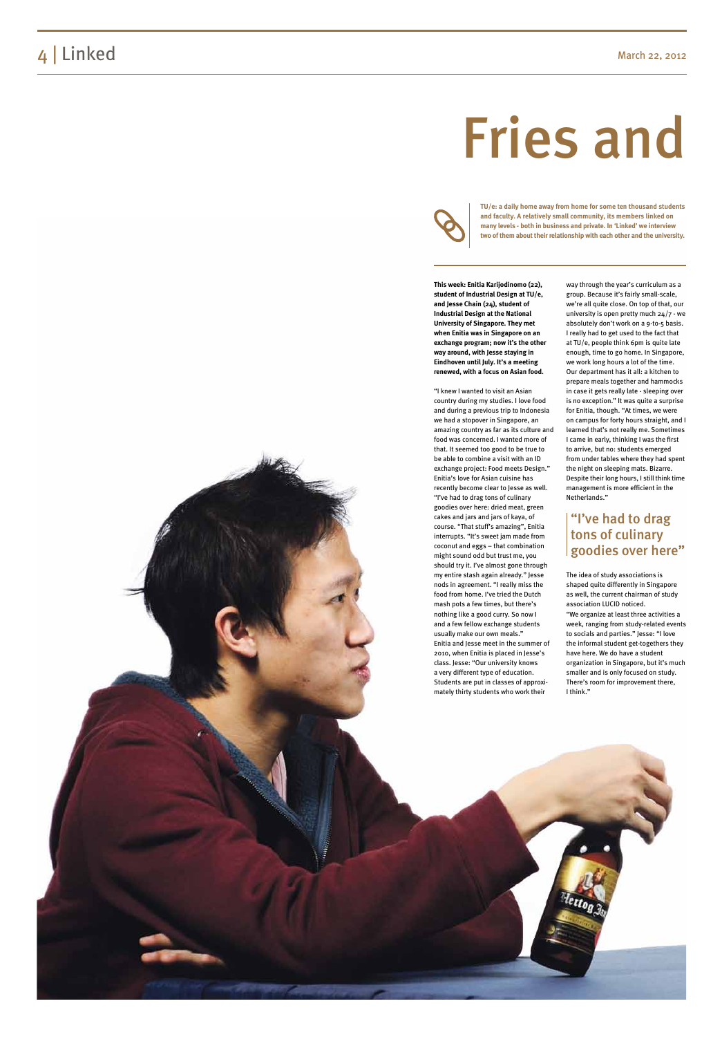# Fries and

**TU/e: a daily home away from home for some ten thousand students and faculty. A relatively small community, its members linked on many levels - both in business and private. In 'Linked' we interview two of them about their relationship with each other and the university.**

**This week: Enitia Karijodinomo (22), student of Industrial Design at TU/e, and Jesse Chain (24), student of Industrial Design at the National University of Singapore. They met when Enitia was in Singapore on an exchange program; now it's the other way around, with Jesse staying in Eindhoven until July. It's a meeting renewed, with a focus on Asian food.**

"I knew I wanted to visit an Asian country during my studies. I love food and during a previous trip to Indonesia we had a stopover in Singapore, an amazing country as far as its culture and food was concerned. I wanted more of that. It seemed too good to be true to be able to combine a visit with an ID exchange project: Food meets Design." Enitia's love for Asian cuisine has recently become clear to Jesse as well. "I've had to drag tons of culinary goodies over here: dried meat, green cakes and jars and jars of kaya, of course. "That stuff's amazing", Enitia interrupts. "It's sweet jam made from coconut and eggs – that combination might sound odd but trust me, you should try it. I've almost gone through my entire stash again already." Jesse nods in agreement. "I really miss the food from home. I've tried the Dutch mash pots a few times, but there's nothing like a good curry. So now I and a few fellow exchange students usually make our own meals."

Enitia and Jesse meet in the summer of 2010, when Enitia is placed in Jesse's class. Jesse: "Our university knows a very different type of education. Students are put in classes of approximately thirty students who work their way through the year's curriculum as a group. Because it's fairly small-scale, we're all quite close. On top of that, our university is open pretty much 24/7 - we absolutely don't work on a 9-to-5 basis. I really had to get used to the fact that at TU/e, people think 6pm is quite late enough, time to go home. In Singapore, we work long hours a lot of the time. Our department has it all: a kitchen to prepare meals together and hammocks in case it gets really late - sleeping over is no exception." It was quite a surprise for Enitia, though. "At times, we were on campus for forty hours straight, and I learned that's not really me. Sometimes I came in early, thinking I was the first to arrive, but no: students emerged from under tables where they had spent the night on sleeping mats. Bizarre. Despite their long hours, I still think time management is more efficient in the Netherlands."

## "I've had to drag tons of culinary goodies over here"

The idea of study associations is shaped quite differently in Singapore as well, the current chairman of study association LUCID noticed.

"We organize at least three activities a week, ranging from study-related events to socials and parties." Jesse: "I love the informal student get-togethers they have here. We do have a student organization in Singapore, but it's much smaller and is only focused on study. There's room for improvement there, I think."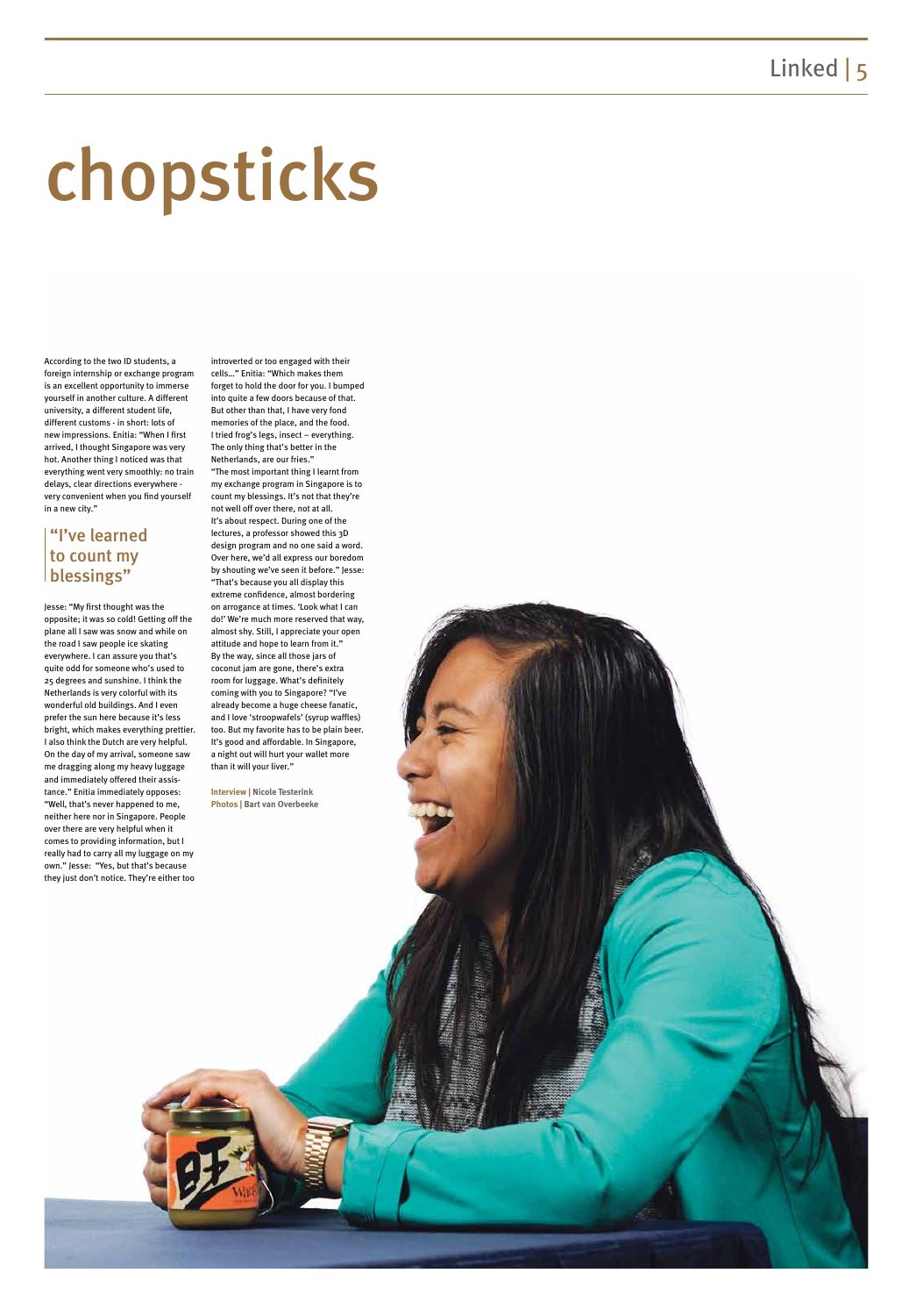# chopsticks

According to the two ID students, a foreign internship or exchange program is an excellent opportunity to immerse yourself in another culture. A different university, a different student life, different customs - in short: lots of new impressions. Enitia: "When I first arrived, I thought Singapore was very hot. Another thing I noticed was that everything went very smoothly: no train delays, clear directions everywhere - very convenient when you find yourself in a new city."

## "I've learned to count my blessings"

Jesse: "My first thought was the opposite; it was so cold! Getting off the plane all I saw was snow and while on the road I saw people ice skating everywhere. I can assure you that's quite odd for someone who's used to 25 degrees and sunshine. I think the Netherlands is very colorful with its wonderful old buildings. And I even prefer the sun here because it's less bright, which makes everything prettier. I also think the Dutch are very helpful. On the day of my arrival, someone saw me dragging along my heavy luggage and immediately offered their assistance." Enitia immediately opposes: "Well, that's never happened to me, neither here nor in Singapore. People over there are very helpful when it comes to providing information, but I really had to carry all my luggage on my own." Jesse: "Yes, but that's because they just don't notice. They're either too introverted or too engaged with their cells..." Enitia: "Which makes them forget to hold the door for you. I bumped into quite a few doors because of that. But other than that, I have very fond memories of the place, and the food. I tried frog's legs, insect – everything. The only thing that's better in the Netherlands, are our fries."

"The most important thing I learnt from my exchange program in Singapore is to count my blessings. It's not that they're not well off over there, not at all. It's about respect. During one of the lectures, a professor showed this 3D design program and no one said a word. Over here, we'd all express our boredom by shouting we've seen it before." Jesse: "That's because you all display this extreme confidence, almost bordering on arrogance at times. 'Look what I can do!' We're much more reserved that way, almost shy. Still, I appreciate your open attitude and hope to learn from it."

By the way, since all those jars of coconut jam are gone, there's extra room for luggage. What's definitely coming with you to Singapore? "I've already become a huge cheese fanatic, and I love 'stroopwafels' (syrup waffles) too. But my favorite has to be plain beer. It's good and affordable. In Singapore, a night out will hurt your wallet more than it will your liver."

**Interview |** Nicole Testerink
**Photos |** Bart van Overbeeke